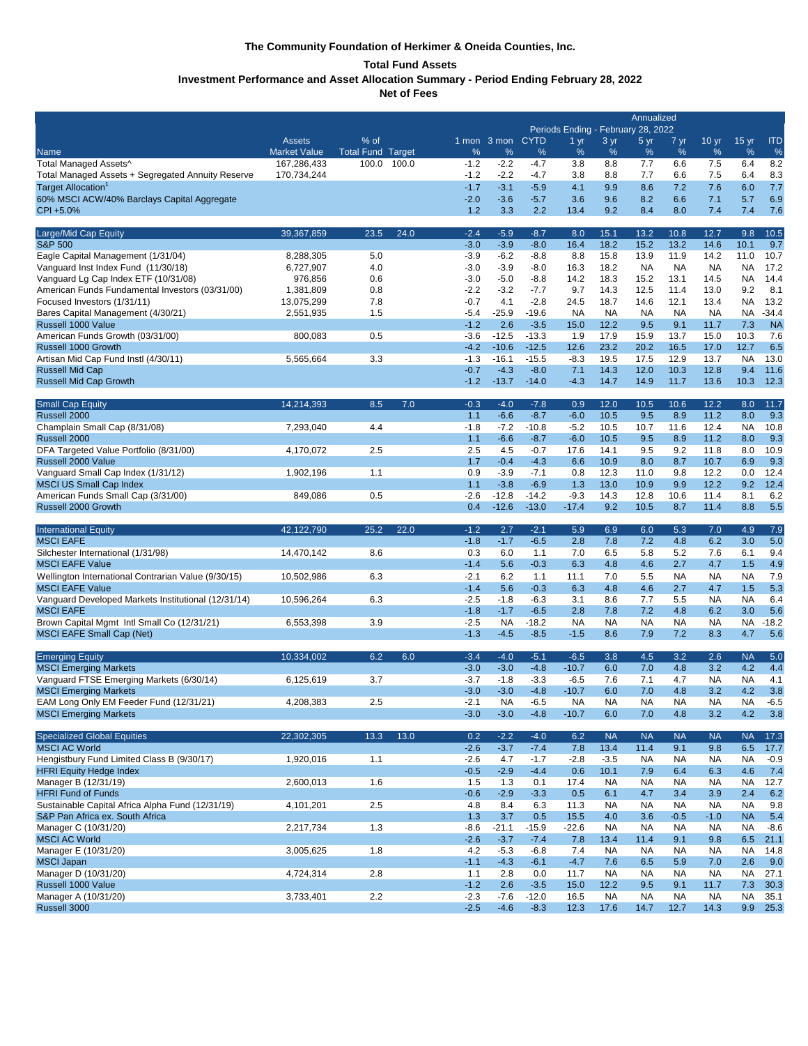# The Community Foundation of Herkimer & Oneida Counties, Inc.

## Total Fund Assets

### Investment Performance and Asset Allocation Summary - Period Ending February 28, 2022

### Net of Fees

| Name | Assets Market Value | % of Total Fund | Target | 1 mon % | 3 mon % | CYTD % | 1 yr % | 3 yr % | 5 yr % | 7 yr % | 10 yr % | 15 yr % | ITD % |
|---|---|---|---|---|---|---|---|---|---|---|---|---|---|
| | | | | | | | Annualized Periods Ending - February 28, 2022 | | | | | | |
| Total Managed Assets^ | 167,286,433 | 100.0 | 100.0 | -1.2 | -2.2 | -4.7 | 3.8 | 8.8 | 7.7 | 6.6 | 7.5 | 6.4 | 8.2 |
| Total Managed Assets + Segregated Annuity Reserve | 170,734,244 | | | -1.2 | -2.2 | -4.7 | 3.8 | 8.8 | 7.7 | 6.6 | 7.5 | 6.4 | 8.3 |
| Target Allocation[1] | | | | -1.7 | -3.1 | -5.9 | 4.1 | 9.9 | 8.6 | 7.2 | 7.6 | 6.0 | 7.7 |
| 60% MSCI ACW/40% Barclays Capital Aggregate | | | | -2.0 | -3.6 | -5.7 | 3.6 | 9.6 | 8.2 | 6.6 | 7.1 | 5.7 | 6.9 |
| CPI +5.0% | | | | 1.2 | 3.3 | 2.2 | 13.4 | 9.2 | 8.4 | 8.0 | 7.4 | 7.4 | 7.6 |
| **Large/Mid Cap Equity** | 39,367,859 | 23.5 | 24.0 | -2.4 | -5.9 | -8.7 | 8.0 | 15.1 | 13.2 | 10.8 | 12.7 | 9.8 | 10.5 |
| S&P 500 | | | | -3.0 | -3.9 | -8.0 | 16.4 | 18.2 | 15.2 | 13.2 | 14.6 | 10.1 | 9.7 |
| Eagle Capital Management (1/31/04) | 8,288,305 | 5.0 | | -3.9 | -6.2 | -8.8 | 8.8 | 15.8 | 13.9 | 11.9 | 14.2 | 11.0 | 10.7 |
| Vanguard Inst Index Fund (11/30/18) | 6,727,907 | 4.0 | | -3.0 | -3.9 | -8.0 | 16.3 | 18.2 | NA | NA | NA | NA | 17.2 |
| Vanguard Lg Cap Index ETF (10/31/08) | 976,856 | 0.6 | | -3.0 | -5.0 | -8.8 | 14.2 | 18.3 | 15.2 | 13.1 | 14.5 | NA | 14.4 |
| American Funds Fundamental Investors (03/31/00) | 1,381,809 | 0.8 | | -2.2 | -3.2 | -7.7 | 9.7 | 14.3 | 12.5 | 11.4 | 13.0 | 9.2 | 8.1 |
| Focused Investors (1/31/11) | 13,075,299 | 7.8 | | -0.7 | 4.1 | -2.8 | 24.5 | 18.7 | 14.6 | 12.1 | 13.4 | NA | 13.2 |
| Bares Capital Management (4/30/21) | 2,551,935 | 1.5 | | -5.4 | -25.9 | -19.6 | NA | NA | NA | NA | NA | NA | -34.4 |
| Russell 1000 Value | | | | -1.2 | 2.6 | -3.5 | 15.0 | 12.2 | 9.5 | 9.1 | 11.7 | 7.3 | NA |
| American Funds Growth (03/31/00) | 800,083 | 0.5 | | -3.6 | -12.5 | -13.3 | 1.9 | 17.9 | 15.9 | 13.7 | 15.0 | 10.3 | 7.6 |
| Russell 1000 Growth | | | | -4.2 | -10.6 | -12.5 | 12.6 | 23.2 | 20.2 | 16.5 | 17.0 | 12.7 | 6.5 |
| Artisan Mid Cap Fund Instl (4/30/11) | 5,565,664 | 3.3 | | -1.3 | -16.1 | -15.5 | -8.3 | 19.5 | 17.5 | 12.9 | 13.7 | NA | 13.0 |
| Russell Mid Cap | | | | -0.7 | -4.3 | -8.0 | 7.1 | 14.3 | 12.0 | 10.3 | 12.8 | 9.4 | 11.6 |
| Russell Mid Cap Growth | | | | -1.2 | -13.7 | -14.0 | -4.3 | 14.7 | 14.9 | 11.7 | 13.6 | 10.3 | 12.3 |
| **Small Cap Equity** | 14,214,393 | 8.5 | 7.0 | -0.3 | -4.0 | -7.8 | 0.9 | 12.0 | 10.5 | 10.6 | 12.2 | 8.0 | 11.7 |
| Russell 2000 | | | | 1.1 | -6.6 | -8.7 | -6.0 | 10.5 | 9.5 | 8.9 | 11.2 | 8.0 | 9.3 |
| Champlain Small Cap (8/31/08) | 7,293,040 | 4.4 | | -1.8 | -7.2 | -10.8 | -5.2 | 10.5 | 10.7 | 11.6 | 12.4 | NA | 10.8 |
| Russell 2000 | | | | 1.1 | -6.6 | -8.7 | -6.0 | 10.5 | 9.5 | 8.9 | 11.2 | 8.0 | 9.3 |
| DFA Targeted Value Portfolio (8/31/00) | 4,170,072 | 2.5 | | 2.5 | 4.5 | -0.7 | 17.6 | 14.1 | 9.5 | 9.2 | 11.8 | 8.0 | 10.9 |
| Russell 2000 Value | | | | 1.7 | -0.4 | -4.3 | 6.6 | 10.9 | 8.0 | 8.7 | 10.7 | 6.9 | 9.3 |
| Vanguard Small Cap Index (1/31/12) | 1,902,196 | 1.1 | | 0.9 | -3.9 | -7.1 | 0.8 | 12.3 | 11.0 | 9.8 | 12.2 | 0.0 | 12.4 |
| MSCI US Small Cap Index | | | | 1.1 | -3.8 | -6.9 | 1.3 | 13.0 | 10.9 | 9.9 | 12.2 | 9.2 | 12.4 |
| American Funds Small Cap (3/31/00) | 849,086 | 0.5 | | -2.6 | -12.8 | -14.2 | -9.3 | 14.3 | 12.8 | 10.6 | 11.4 | 8.1 | 6.2 |
| Russell 2000 Growth | | | | 0.4 | -12.6 | -13.0 | -17.4 | 9.2 | 10.5 | 8.7 | 11.4 | 8.8 | 5.5 |
| **International Equity** | 42,122,790 | 25.2 | 22.0 | -1.2 | 2.7 | -2.1 | 5.9 | 6.9 | 6.0 | 5.3 | 7.0 | 4.9 | 7.9 |
| MSCI EAFE | | | | -1.8 | -1.7 | -6.5 | 2.8 | 7.8 | 7.2 | 4.8 | 6.2 | 3.0 | 5.0 |
| Silchester International (1/31/98) | 14,470,142 | 8.6 | | 0.3 | 6.0 | 1.1 | 7.0 | 6.5 | 5.8 | 5.2 | 7.6 | 6.1 | 9.4 |
| MSCI EAFE Value | | | | -1.4 | 5.6 | -0.3 | 6.3 | 4.8 | 4.6 | 2.7 | 4.7 | 1.5 | 4.9 |
| Wellington International Contrarian Value (9/30/15) | 10,502,986 | 6.3 | | -2.1 | 6.2 | 1.1 | 11.1 | 7.0 | 5.5 | NA | NA | NA | 7.9 |
| MSCI EAFE Value | | | | -1.4 | 5.6 | -0.3 | 6.3 | 4.8 | 4.6 | 2.7 | 4.7 | 1.5 | 5.3 |
| Vanguard Developed Markets Institutional (12/31/14) | 10,596,264 | 6.3 | | -2.5 | -1.8 | -6.3 | 3.1 | 8.6 | 7.7 | 5.5 | NA | NA | 6.4 |
| MSCI EAFE | | | | -1.8 | -1.7 | -6.5 | 2.8 | 7.8 | 7.2 | 4.8 | 6.2 | 3.0 | 5.6 |
| Brown Capital Mgmt Intl Small Co (12/31/21) | 6,553,398 | 3.9 | | -2.5 | NA | -18.2 | NA | NA | NA | NA | NA | NA | -18.2 |
| MSCI EAFE Small Cap (Net) | | | | -1.3 | -4.5 | -8.5 | -1.5 | 8.6 | 7.9 | 7.2 | 8.3 | 4.7 | 5.6 |
| **Emerging Equity** | 10,334,002 | 6.2 | 6.0 | -3.4 | -4.0 | -5.1 | -6.5 | 3.8 | 4.5 | 3.2 | 2.6 | NA | 5.0 |
| MSCI Emerging Markets | | | | -3.0 | -3.0 | -4.8 | -10.7 | 6.0 | 7.0 | 4.8 | 3.2 | 4.2 | 4.4 |
| Vanguard FTSE Emerging Markets (6/30/14) | 6,125,619 | 3.7 | | -3.7 | -1.8 | -3.3 | -6.5 | 7.6 | 7.1 | 4.7 | NA | NA | 4.1 |
| MSCI Emerging Markets | | | | -3.0 | -3.0 | -4.8 | -10.7 | 6.0 | 7.0 | 4.8 | 3.2 | 4.2 | 3.8 |
| EAM Long Only EM Feeder Fund (12/31/21) | 4,208,383 | 2.5 | | -2.1 | NA | -6.5 | NA | NA | NA | NA | NA | NA | -6.5 |
| MSCI Emerging Markets | | | | -3.0 | -3.0 | -4.8 | -10.7 | 6.0 | 7.0 | 4.8 | 3.2 | 4.2 | 3.8 |
| **Specialized Global Equities** | 22,302,305 | 13.3 | 13.0 | 0.2 | -2.2 | -4.0 | 6.2 | NA | NA | NA | NA | NA | 17.3 |
| MSCI AC World | | | | -2.6 | -3.7 | -7.4 | 7.8 | 13.4 | 11.4 | 9.1 | 9.8 | 6.5 | 17.7 |
| Hengistbury Fund Limited Class B (9/30/17) | 1,920,016 | 1.1 | | -2.6 | 4.7 | -1.7 | -2.8 | -3.5 | NA | NA | NA | NA | -0.9 |
| HFRI Equity Hedge Index | | | | -0.5 | -2.9 | -4.4 | 0.6 | 10.1 | 7.9 | 6.4 | 6.3 | 4.6 | 7.4 |
| Manager B (12/31/19) | 2,600,013 | 1.6 | | 1.5 | 1.3 | 0.1 | 17.4 | NA | NA | NA | NA | NA | 12.7 |
| HFRI Fund of Funds | | | | -0.6 | -2.9 | -3.3 | 0.5 | 6.1 | 4.7 | 3.4 | 3.9 | 2.4 | 6.2 |
| Sustainable Capital Africa Alpha Fund (12/31/19) | 4,101,201 | 2.5 | | 4.8 | 8.4 | 6.3 | 11.3 | NA | NA | NA | NA | NA | 9.8 |
| S&P Pan Africa ex. South Africa | | | | 1.3 | 3.7 | 0.5 | 15.5 | 4.0 | 3.6 | -0.5 | -1.0 | NA | 5.4 |
| Manager C (10/31/20) | 2,217,734 | 1.3 | | -8.6 | -21.1 | -15.9 | -22.6 | NA | NA | NA | NA | NA | -8.6 |
| MSCI AC World | | | | -2.6 | -3.7 | -7.4 | 7.8 | 13.4 | 11.4 | 9.1 | 9.8 | 6.5 | 21.1 |
| Manager E (10/31/20) | 3,005,625 | 1.8 | | 4.2 | -5.3 | -6.8 | 7.4 | NA | NA | NA | NA | NA | 14.8 |
| MSCI Japan | | | | -1.1 | -4.3 | -6.1 | -4.7 | 7.6 | 6.5 | 5.9 | 7.0 | 2.6 | 9.0 |
| Manager D (10/31/20) | 4,724,314 | 2.8 | | 1.1 | 2.8 | 0.0 | 11.7 | NA | NA | NA | NA | NA | 27.1 |
| Russell 1000 Value | | | | -1.2 | 2.6 | -3.5 | 15.0 | 12.2 | 9.5 | 9.1 | 11.7 | 7.3 | 30.3 |
| Manager A (10/31/20) | 3,733,401 | 2.2 | | -2.3 | -7.6 | -12.0 | 16.5 | NA | NA | NA | NA | NA | 35.1 |
| Russell 3000 | | | | -2.5 | -4.6 | -8.3 | 12.3 | 17.6 | 14.7 | 12.7 | 14.3 | 9.9 | 25.3 |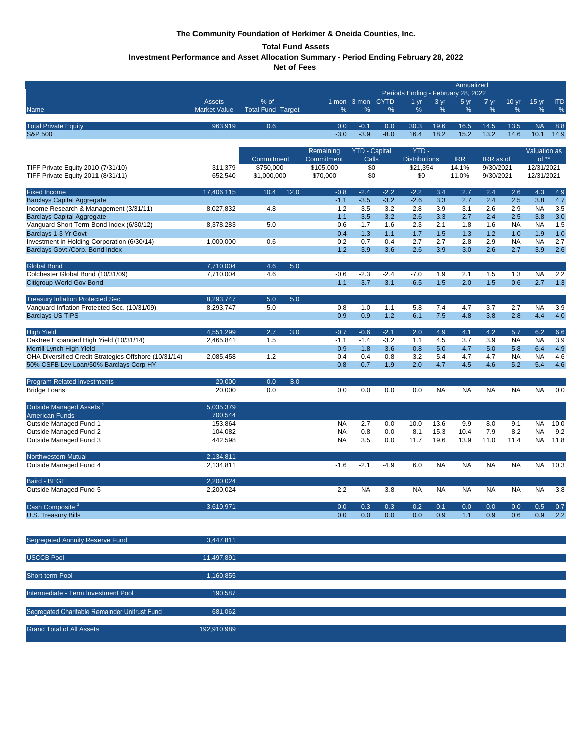**The Community Foundation of Herkimer & Oneida Counties, Inc.**

**Total Fund Assets**

**Investment Performance and Asset Allocation Summary - Period Ending February 28, 2022**

**Net of Fees**

| Name | Assets Market Value | % of Total Fund | Target | 1 mon % | 3 mon % | CYTD % | 1 yr % | 3 yr % | 5 yr % | 7 yr % | 10 yr % | 15 yr % | ITD % |
|---|---|---|---|---|---|---|---|---|---|---|---|---|---|
| | | | | | | | Annualized Periods Ending - February 28, 2022 | | | | | | |
| Total Private Equity | 963,919 | 0.6 | | 0.0 | -0.1 | 0.0 | 30.3 | 19.6 | 16.5 | 14.5 | 13.5 | NA | 8.8 |
| S&P 500 | | | | -3.0 | -3.9 | -8.0 | 16.4 | 18.2 | 15.2 | 13.2 | 14.6 | 10.1 | 14.9 |

| Name | Assets Market Value | Commitment | Remaining Commitment | YTD - Capital Calls | YTD - Distributions | IRR | IRR as of | Valuation as of ** |
|---|---|---|---|---|---|---|---|---|
| TIFF Private Equity 2010 (7/31/10) | 311,379 | $750,000 | $105,000 | $0 | $21,354 | 14.1% | 9/30/2021 | 12/31/2021 |
| TIFF Private Equity 2011 (8/31/11) | 652,540 | $1,000,000 | $70,000 | $0 | $0 | 11.0% | 9/30/2021 | 12/31/2021 |

| Name | Assets Market Value | % of Total Fund | Target | 1 mon % | 3 mon % | CYTD % | 1 yr % | 3 yr % | 5 yr % | 7 yr % | 10 yr % | 15 yr % | ITD % |
|---|---|---|---|---|---|---|---|---|---|---|---|---|---|
| Fixed Income | 17,406,115 | 10.4 | 12.0 | -0.8 | -2.4 | -2.2 | -2.2 | 3.4 | 2.7 | 2.4 | 2.6 | 4.3 | 4.9 |
| Barclays Capital Aggregate | | | | -1.1 | -3.5 | -3.2 | -2.6 | 3.3 | 2.7 | 2.4 | 2.5 | 3.8 | 4.7 |
| Income Research & Management (3/31/11) | 8,027,832 | 4.8 | | -1.2 | -3.5 | -3.2 | -2.8 | 3.9 | 3.1 | 2.6 | 2.9 | NA | 3.5 |
| Barclays Capital Aggregate | | | | -1.1 | -3.5 | -3.2 | -2.6 | 3.3 | 2.7 | 2.4 | 2.5 | 3.8 | 3.0 |
| Vanguard Short Term Bond Index (6/30/12) | 8,378,283 | 5.0 | | -0.6 | -1.7 | -1.6 | -2.3 | 2.1 | 1.8 | 1.6 | NA | NA | 1.5 |
| Barclays 1-3 Yr Govt | | | | -0.4 | -1.3 | -1.1 | -1.7 | 1.5 | 1.3 | 1.2 | 1.0 | 1.9 | 1.0 |
| Investment in Holding Corporation (6/30/14) | 1,000,000 | 0.6 | | 0.2 | 0.7 | 0.4 | 2.7 | 2.7 | 2.8 | 2.9 | NA | NA | 2.7 |
| Barclays Govt./Corp. Bond Index | | | | -1.2 | -3.9 | -3.6 | -2.6 | 3.9 | 3.0 | 2.6 | 2.7 | 3.9 | 2.6 |
| Global Bond | 7,710,004 | 4.6 | 5.0 | | | | | | | | | | |
| Colchester Global Bond (10/31/09) | 7,710,004 | 4.6 | | -0.6 | -2.3 | -2.4 | -7.0 | 1.9 | 2.1 | 1.5 | 1.3 | NA | 2.2 |
| Citigroup World Gov Bond | | | | -1.1 | -3.7 | -3.1 | -6.5 | 1.5 | 2.0 | 1.5 | 0.6 | 2.7 | 1.3 |
| Treasury Inflation Protected Sec. | 8,293,747 | 5.0 | 5.0 | | | | | | | | | | |
| Vanguard Inflation Protected Sec. (10/31/09) | 8,293,747 | 5.0 | | 0.8 | -1.0 | -1.1 | 5.8 | 7.4 | 4.7 | 3.7 | 2.7 | NA | 3.9 |
| Barclays US TIPS | | | | 0.9 | -0.9 | -1.2 | 6.1 | 7.5 | 4.8 | 3.8 | 2.8 | 4.4 | 4.0 |
| High Yield | 4,551,299 | 2.7 | 3.0 | -0.7 | -0.6 | -2.1 | 2.0 | 4.9 | 4.1 | 4.2 | 5.7 | 6.2 | 6.6 |
| Oaktree Expanded High Yield (10/31/14) | 2,465,841 | 1.5 | | -1.1 | -1.4 | -3.2 | 1.1 | 4.5 | 3.7 | 3.9 | NA | NA | 3.9 |
| Merrill Lynch High Yield | | | | -0.9 | -1.8 | -3.6 | 0.8 | 5.0 | 4.7 | 5.0 | 5.8 | 6.4 | 4.9 |
| OHA Diversified Credit Strategies Offshore (10/31/14) | 2,085,458 | 1.2 | | -0.4 | 0.4 | -0.8 | 3.2 | 5.4 | 4.7 | 4.7 | NA | NA | 4.6 |
| 50% CSFB Lev Loan/50% Barclays Corp HY | | | | -0.8 | -0.7 | -1.9 | 2.0 | 4.7 | 4.5 | 4.6 | 5.2 | 5.4 | 4.6 |
| Program Related Investments | 20,000 | 0.0 | 3.0 | | | | | | | | | | |
| Bridge Loans | 20,000 | 0.0 | | 0.0 | 0.0 | 0.0 | 0.0 | NA | NA | NA | NA | NA | 0.0 |
| Outside Managed Assets [2] | 5,035,379 | | | | | | | | | | | | |
| American Funds | 700,544 | | | | | | | | | | | | |
| Outside Managed Fund 1 | 153,864 | | | NA | 2.7 | 0.0 | 10.0 | 13.6 | 9.9 | 8.0 | 9.1 | NA | 10.0 |
| Outside Managed Fund 2 | 104,082 | | | NA | 0.8 | 0.0 | 8.1 | 15.3 | 10.4 | 7.9 | 8.2 | NA | 9.2 |
| Outside Managed Fund 3 | 442,598 | | | NA | 3.5 | 0.0 | 11.7 | 19.6 | 13.9 | 11.0 | 11.4 | NA | 11.8 |
| Northwestern Mutual | 2,134,811 | | | | | | | | | | | | |
| Outside Managed Fund 4 | 2,134,811 | | | -1.6 | -2.1 | -4.9 | 6.0 | NA | NA | NA | NA | NA | 10.3 |
| Baird - BEGE | 2,200,024 | | | | | | | | | | | | |
| Outside Managed Fund 5 | 2,200,024 | | | -2.2 | NA | -3.8 | NA | NA | NA | NA | NA | NA | -3.8 |
| Cash Composite [3] | 3,610,971 | | | 0.0 | -0.3 | -0.3 | -0.2 | -0.1 | 0.0 | 0.0 | 0.0 | 0.5 | 0.7 |
| U.S. Treasury Bills | | | | 0.0 | 0.0 | 0.0 | 0.0 | 0.9 | 1.1 | 0.9 | 0.6 | 0.9 | 2.2 |
| Segregated Annuity Reserve Fund | 3,447,811 | | | | | | | | | | | | |
| USCCB Pool | 11,497,891 | | | | | | | | | | | | |
| Short-term Pool | 1,160,855 | | | | | | | | | | | | |
| Intermediate - Term Investment Pool | 190,587 | | | | | | | | | | | | |
| Segregated Charitable Remainder Unitrust Fund | 681,062 | | | | | | | | | | | | |
| Grand Total of All Assets | 192,910,989 | | | | | | | | | | | | |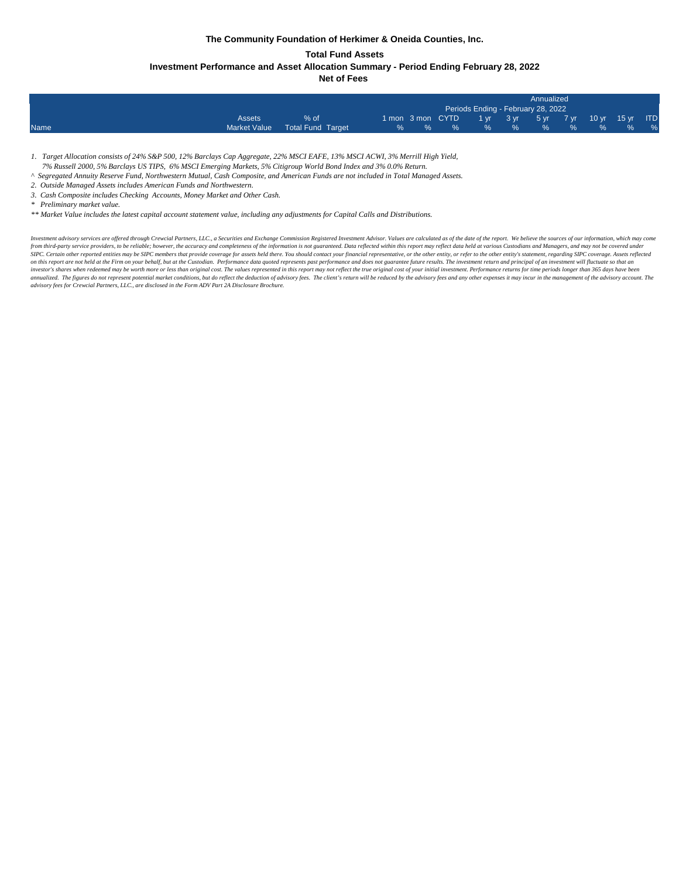**The Community Foundation of Herkimer & Oneida Counties, Inc.**

**Total Fund Assets**

**Investment Performance and Asset Allocation Summary - Period Ending February 28, 2022**

**Net of Fees**

| | | | | | | | | | | | | | |
|---|---|---|---|---|---|---|---|---|---|---|---|---|---|
| | | | | | | | | Annualized | | | | | |
| | | | | Periods Ending - February 28, 2022 | | | | | | | | | |
| | Assets | % of | | 1 mon | 3 mon | CYTD | 1 yr | 3 yr | 5 yr | 7 yr | 10 yr | 15 yr | ITD |
| Name | Market Value | Total Fund | Target | % | % | % | % | % | % | % | % | % | % |

*1. Target Allocation consists of 24% S&P 500, 12% Barclays Cap Aggregate, 22% MSCI EAFE, 13% MSCI ACWI, 3% Merrill High Yield, 7% Russell 2000, 5% Barclays US TIPS, 6% MSCI Emerging Markets, 5% Citigroup World Bond Index and 3% 0.0% Return.*

*^ Segregated Annuity Reserve Fund, Northwestern Mutual, Cash Composite, and American Funds are not included in Total Managed Assets.*

*2. Outside Managed Assets includes American Funds and Northwestern.*

*3. Cash Composite includes Checking Accounts, Money Market and Other Cash.*

*\* Preliminary market value.*

*\*\* Market Value includes the latest capital account statement value, including any adjustments for Capital Calls and Distributions.*

*Investment advisory services are offered through Crewcial Partners, LLC., a Securities and Exchange Commission Registered Investment Advisor. Values are calculated as of the date of the report. We believe the sources of our information, which may come from third-party service providers, to be reliable; however, the accuracy and completeness of the information is not guaranteed. Data reflected within this report may reflect data held at various Custodians and Managers, and may not be covered under SIPC. Certain other reported entities may be SIPC members that provide coverage for assets held there. You should contact your financial representative, or the other entity, or refer to the other entity's statement, regarding SIPC coverage. Assets reflected on this report are not held at the Firm on your behalf, but at the Custodian. Performance data quoted represents past performance and does not guarantee future results. The investment return and principal of an investment will fluctuate so that an investor's shares when redeemed may be worth more or less than original cost. The values represented in this report may not reflect the true original cost of your initial investment. Performance returns for time periods longer than 365 days have been annualized. The figures do not represent potential market conditions, but do reflect the deduction of advisory fees. The client's return will be reduced by the advisory fees and any other expenses it may incur in the management of the advisory account. The advisory fees for Crewcial Partners, LLC., are disclosed in the Form ADV Part 2A Disclosure Brochure.*